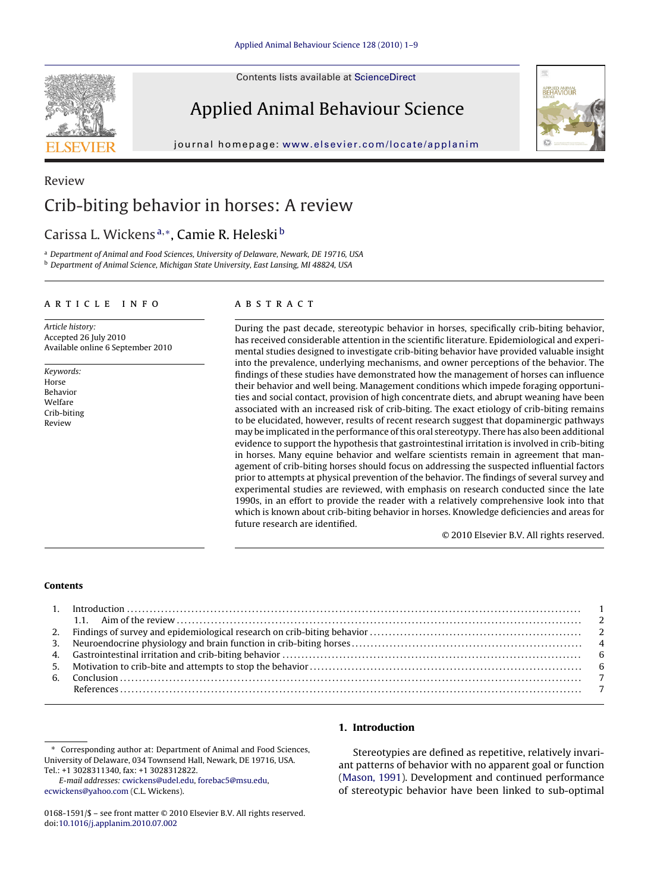Contents lists available at ScienceDirect

# Applied Animal Behaviour Science

journal homepage: www.elsevier.com/locate/applanim

Review

# Crib-biting behavior in horses: A review

Carissa L. Wickens[a,*], Camie R. Heleski[b]

[a] Department of Animal and Food Sciences, University of Delaware, Newark, DE 19716, USA
[b] Department of Animal Science, Michigan State University, East Lansing, MI 48824, USA

## ARTICLE INFO

*Article history:*
Accepted 26 July 2010
Available online 6 September 2010

*Keywords:*
Horse
Behavior
Welfare
Crib-biting
Review

## ABSTRACT

During the past decade, stereotypic behavior in horses, specifically crib-biting behavior, has received considerable attention in the scientific literature. Epidemiological and experimental studies designed to investigate crib-biting behavior have provided valuable insight into the prevalence, underlying mechanisms, and owner perceptions of the behavior. The findings of these studies have demonstrated how the management of horses can influence their behavior and well being. Management conditions which impede foraging opportunities and social contact, provision of high concentrate diets, and abrupt weaning have been associated with an increased risk of crib-biting. The exact etiology of crib-biting remains to be elucidated, however, results of recent research suggest that dopaminergic pathways may be implicated in the performance of this oral stereotypy. There has also been additional evidence to support the hypothesis that gastrointestinal irritation is involved in crib-biting in horses. Many equine behavior and welfare scientists remain in agreement that management of crib-biting horses should focus on addressing the suspected influential factors prior to attempts at physical prevention of the behavior. The findings of several survey and experimental studies are reviewed, with emphasis on research conducted since the late 1990s, in an effort to provide the reader with a relatively comprehensive look into that which is known about crib-biting behavior in horses. Knowledge deficiencies and areas for future research are identified.

© 2010 Elsevier B.V. All rights reserved.

**Contents**

| | | |
|---|---|---|
| 1. | Introduction | 1 |
| | 1.1. Aim of the review | 2 |
| 2. | Findings of survey and epidemiological research on crib-biting behavior | 2 |
| 3. | Neuroendocrine physiology and brain function in crib-biting horses | 4 |
| 4. | Gastrointestinal irritation and crib-biting behavior | 6 |
| 5. | Motivation to crib-bite and attempts to stop the behavior | 6 |
| 6. | Conclusion | 7 |
| | References | 7 |

## 1. Introduction

Stereotypies are defined as repetitive, relatively invariant patterns of behavior with no apparent goal or function (Mason, 1991). Development and continued performance of stereotypic behavior have been linked to sub-optimal

---

* Corresponding author at: Department of Animal and Food Sciences, University of Delaware, 034 Townsend Hall, Newark, DE 19716, USA. Tel.: +1 3028311340, fax: +1 3028312822.
*E-mail addresses:* cwickens@udel.edu, forebac5@msu.edu, ecwickens@yahoo.com (C.L. Wickens).

0168-1591/$ – see front matter © 2010 Elsevier B.V. All rights reserved.
doi:10.1016/j.applanim.2010.07.002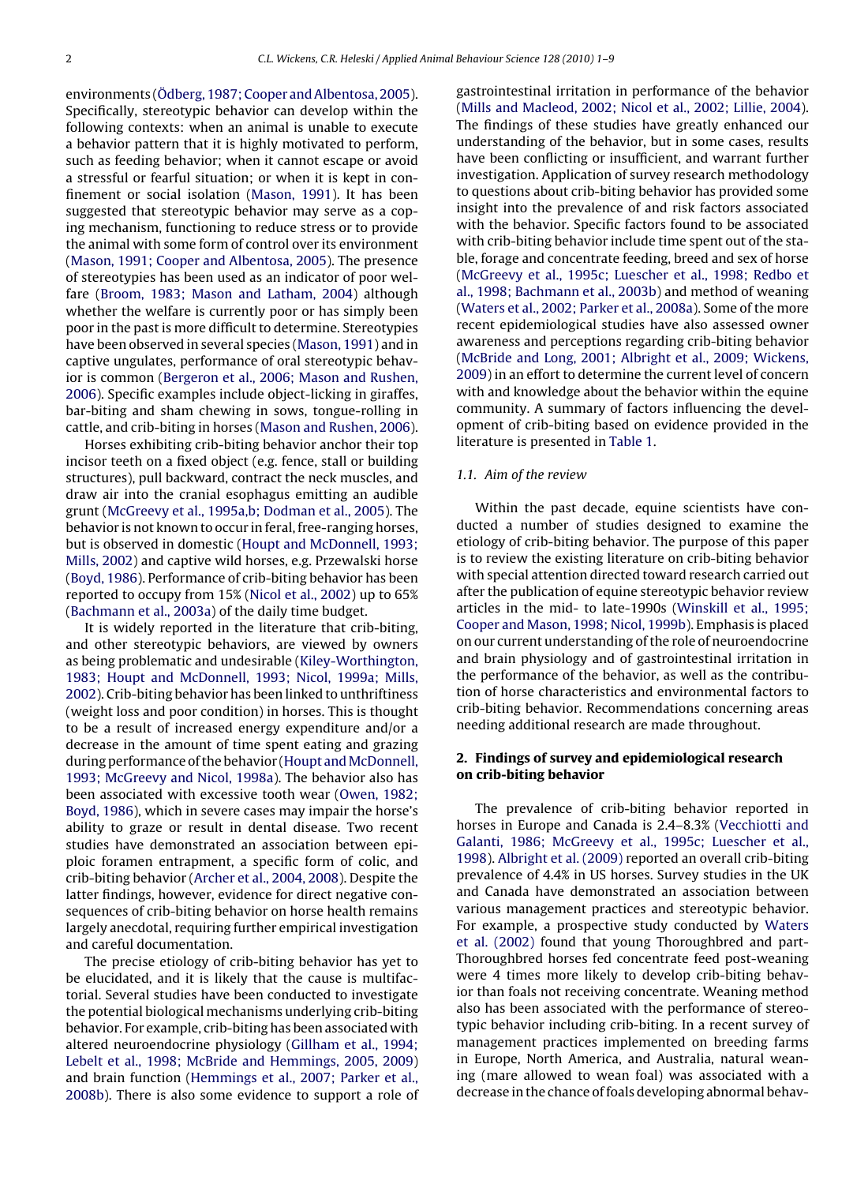environments (Ödberg, 1987; Cooper and Albentosa, 2005). Specifically, stereotypic behavior can develop within the following contexts: when an animal is unable to execute a behavior pattern that it is highly motivated to perform, such as feeding behavior; when it cannot escape or avoid a stressful or fearful situation; or when it is kept in confinement or social isolation (Mason, 1991). It has been suggested that stereotypic behavior may serve as a coping mechanism, functioning to reduce stress or to provide the animal with some form of control over its environment (Mason, 1991; Cooper and Albentosa, 2005). The presence of stereotypies has been used as an indicator of poor welfare (Broom, 1983; Mason and Latham, 2004) although whether the welfare is currently poor or has simply been poor in the past is more difficult to determine. Stereotypies have been observed in several species (Mason, 1991) and in captive ungulates, performance of oral stereotypic behavior is common (Bergeron et al., 2006; Mason and Rushen, 2006). Specific examples include object-licking in giraffes, bar-biting and sham chewing in sows, tongue-rolling in cattle, and crib-biting in horses (Mason and Rushen, 2006).

Horses exhibiting crib-biting behavior anchor their top incisor teeth on a fixed object (e.g. fence, stall or building structures), pull backward, contract the neck muscles, and draw air into the cranial esophagus emitting an audible grunt (McGreevy et al., 1995a,b; Dodman et al., 2005). The behavior is not known to occur in feral, free-ranging horses, but is observed in domestic (Houpt and McDonnell, 1993; Mills, 2002) and captive wild horses, e.g. Przewalski horse (Boyd, 1986). Performance of crib-biting behavior has been reported to occupy from 15% (Nicol et al., 2002) up to 65% (Bachmann et al., 2003a) of the daily time budget.

It is widely reported in the literature that crib-biting, and other stereotypic behaviors, are viewed by owners as being problematic and undesirable (Kiley-Worthington, 1983; Houpt and McDonnell, 1993; Nicol, 1999a; Mills, 2002). Crib-biting behavior has been linked to unthriftiness (weight loss and poor condition) in horses. This is thought to be a result of increased energy expenditure and/or a decrease in the amount of time spent eating and grazing during performance of the behavior (Houpt and McDonnell, 1993; McGreevy and Nicol, 1998a). The behavior also has been associated with excessive tooth wear (Owen, 1982; Boyd, 1986), which in severe cases may impair the horse's ability to graze or result in dental disease. Two recent studies have demonstrated an association between epiploic foramen entrapment, a specific form of colic, and crib-biting behavior (Archer et al., 2004, 2008). Despite the latter findings, however, evidence for direct negative consequences of crib-biting behavior on horse health remains largely anecdotal, requiring further empirical investigation and careful documentation.

The precise etiology of crib-biting behavior has yet to be elucidated, and it is likely that the cause is multifactorial. Several studies have been conducted to investigate the potential biological mechanisms underlying crib-biting behavior. For example, crib-biting has been associated with altered neuroendocrine physiology (Gillham et al., 1994; Lebelt et al., 1998; McBride and Hemmings, 2005, 2009) and brain function (Hemmings et al., 2007; Parker et al., 2008b). There is also some evidence to support a role of gastrointestinal irritation in performance of the behavior (Mills and Macleod, 2002; Nicol et al., 2002; Lillie, 2004). The findings of these studies have greatly enhanced our understanding of the behavior, but in some cases, results have been conflicting or insufficient, and warrant further investigation. Application of survey research methodology to questions about crib-biting behavior has provided some insight into the prevalence of and risk factors associated with the behavior. Specific factors found to be associated with crib-biting behavior include time spent out of the stable, forage and concentrate feeding, breed and sex of horse (McGreevy et al., 1995c; Luescher et al., 1998; Redbo et al., 1998; Bachmann et al., 2003b) and method of weaning (Waters et al., 2002; Parker et al., 2008a). Some of the more recent epidemiological studies have also assessed owner awareness and perceptions regarding crib-biting behavior (McBride and Long, 2001; Albright et al., 2009; Wickens, 2009) in an effort to determine the current level of concern with and knowledge about the behavior within the equine community. A summary of factors influencing the development of crib-biting based on evidence provided in the literature is presented in Table 1.

### 1.1. Aim of the review

Within the past decade, equine scientists have conducted a number of studies designed to examine the etiology of crib-biting behavior. The purpose of this paper is to review the existing literature on crib-biting behavior with special attention directed toward research carried out after the publication of equine stereotypic behavior review articles in the mid- to late-1990s (Winskill et al., 1995; Cooper and Mason, 1998; Nicol, 1999b). Emphasis is placed on our current understanding of the role of neuroendocrine and brain physiology and of gastrointestinal irritation in the performance of the behavior, as well as the contribution of horse characteristics and environmental factors to crib-biting behavior. Recommendations concerning areas needing additional research are made throughout.

## 2. Findings of survey and epidemiological research on crib-biting behavior

The prevalence of crib-biting behavior reported in horses in Europe and Canada is 2.4–8.3% (Vecchiotti and Galanti, 1986; McGreevy et al., 1995c; Luescher et al., 1998). Albright et al. (2009) reported an overall crib-biting prevalence of 4.4% in US horses. Survey studies in the UK and Canada have demonstrated an association between various management practices and stereotypic behavior. For example, a prospective study conducted by Waters et al. (2002) found that young Thoroughbred and part-Thoroughbred horses fed concentrate feed post-weaning were 4 times more likely to develop crib-biting behavior than foals not receiving concentrate. Weaning method also has been associated with the performance of stereotypic behavior including crib-biting. In a recent survey of management practices implemented on breeding farms in Europe, North America, and Australia, natural weaning (mare allowed to wean foal) was associated with a decrease in the chance of foals developing abnormal behav-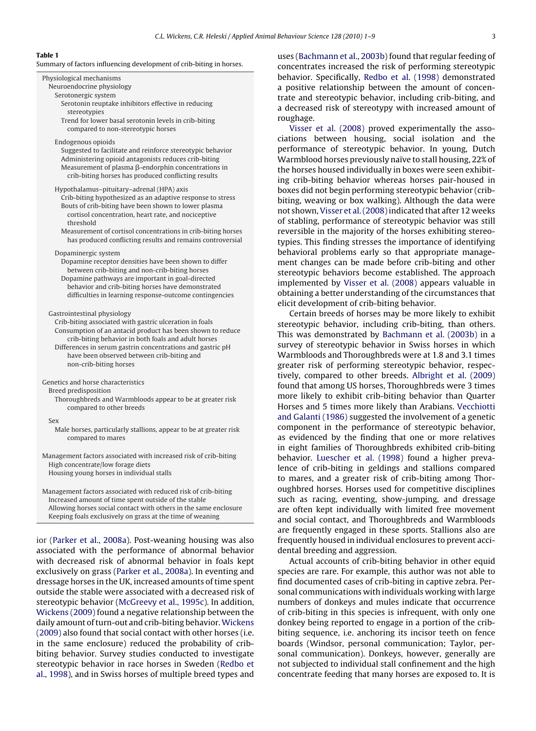**Table 1**
Summary of factors influencing development of crib-biting in horses.

| |
|---|
| Physiological mechanisms |
| Neuroendocrine physiology |
| Serotonergic system |
| Serotonin reuptake inhibitors effective in reducing stereotypies |
| Trend for lower basal serotonin levels in crib-biting compared to non-stereotypic horses |
| Endogenous opioids |
| Suggested to facilitate and reinforce stereotypic behavior |
| Administering opioid antagonists reduces crib-biting |
| Measurement of plasma β-endorphin concentrations in crib-biting horses has produced conflicting results |
| Hypothalamus–pituitary–adrenal (HPA) axis |
| Crib-biting hypothesized as an adaptive response to stress |
| Bouts of crib-biting have been shown to lower plasma cortisol concentration, heart rate, and nociceptive threshold |
| Measurement of cortisol concentrations in crib-biting horses has produced conflicting results and remains controversial |
| Dopaminergic system |
| Dopamine receptor densities have been shown to differ between crib-biting and non-crib-biting horses |
| Dopamine pathways are important in goal-directed behavior and crib-biting horses have demonstrated difficulties in learning response-outcome contingencies |
| Gastrointestinal physiology |
| Crib-biting associated with gastric ulceration in foals |
| Consumption of an antacid product has been shown to reduce crib-biting behavior in both foals and adult horses |
| Differences in serum gastrin concentrations and gastric pH have been observed between crib-biting and non-crib-biting horses |
| Genetics and horse characteristics |
| Breed predisposition |
| Thoroughbreds and Warmbloods appear to be at greater risk compared to other breeds |
| Sex |
| Male horses, particularly stallions, appear to be at greater risk compared to mares |
| Management factors associated with increased risk of crib-biting |
| High concentrate/low forage diets |
| Housing young horses in individual stalls |
| Management factors associated with reduced risk of crib-biting |
| Increased amount of time spent outside of the stable |
| Allowing horses social contact with others in the same enclosure |
| Keeping foals exclusively on grass at the time of weaning |

ior (Parker et al., 2008a). Post-weaning housing was also associated with the performance of abnormal behavior with decreased risk of abnormal behavior in foals kept exclusively on grass (Parker et al., 2008a). In eventing and dressage horses in the UK, increased amounts of time spent outside the stable were associated with a decreased risk of stereotypic behavior (McGreevy et al., 1995c). In addition, Wickens (2009) found a negative relationship between the daily amount of turn-out and crib-biting behavior. Wickens (2009) also found that social contact with other horses (i.e. in the same enclosure) reduced the probability of crib-biting behavior. Survey studies conducted to investigate stereotypic behavior in race horses in Sweden (Redbo et al., 1998), and in Swiss horses of multiple breed types and uses (Bachmann et al., 2003b) found that regular feeding of concentrates increased the risk of performing stereotypic behavior. Specifically, Redbo et al. (1998) demonstrated a positive relationship between the amount of concentrate and stereotypic behavior, including crib-biting, and a decreased risk of stereotypy with increased amount of roughage.

Visser et al. (2008) proved experimentally the associations between housing, social isolation and the performance of stereotypic behavior. In young, Dutch Warmblood horses previously naïve to stall housing, 22% of the horses housed individually in boxes were seen exhibiting crib-biting behavior whereas horses pair-housed in boxes did not begin performing stereotypic behavior (crib-biting, weaving or box walking). Although the data were not shown, Visser et al. (2008) indicated that after 12 weeks of stabling, performance of stereotypic behavior was still reversible in the majority of the horses exhibiting stereotypies. This finding stresses the importance of identifying behavioral problems early so that appropriate management changes can be made before crib-biting and other stereotypic behaviors become established. The approach implemented by Visser et al. (2008) appears valuable in obtaining a better understanding of the circumstances that elicit development of crib-biting behavior.

Certain breeds of horses may be more likely to exhibit stereotypic behavior, including crib-biting, than others. This was demonstrated by Bachmann et al. (2003b) in a survey of stereotypic behavior in Swiss horses in which Warmbloods and Thoroughbreds were at 1.8 and 3.1 times greater risk of performing stereotypic behavior, respectively, compared to other breeds. Albright et al. (2009) found that among US horses, Thoroughbreds were 3 times more likely to exhibit crib-biting behavior than Quarter Horses and 5 times more likely than Arabians. Vecchiotti and Galanti (1986) suggested the involvement of a genetic component in the performance of stereotypic behavior, as evidenced by the finding that one or more relatives in eight families of Thoroughbreds exhibited crib-biting behavior. Luescher et al. (1998) found a higher prevalence of crib-biting in geldings and stallions compared to mares, and a greater risk of crib-biting among Thoroughbred horses. Horses used for competitive disciplines such as racing, eventing, show-jumping, and dressage are often kept individually with limited free movement and social contact, and Thoroughbreds and Warmbloods are frequently engaged in these sports. Stallions also are frequently housed in individual enclosures to prevent accidental breeding and aggression.

Actual accounts of crib-biting behavior in other equid species are rare. For example, this author was not able to find documented cases of crib-biting in captive zebra. Personal communications with individuals working with large numbers of donkeys and mules indicate that occurrence of crib-biting in this species is infrequent, with only one donkey being reported to engage in a portion of the crib-biting sequence, i.e. anchoring its incisor teeth on fence boards (Windsor, personal communication; Taylor, personal communication). Donkeys, however, generally are not subjected to individual stall confinement and the high concentrate feeding that many horses are exposed to. It is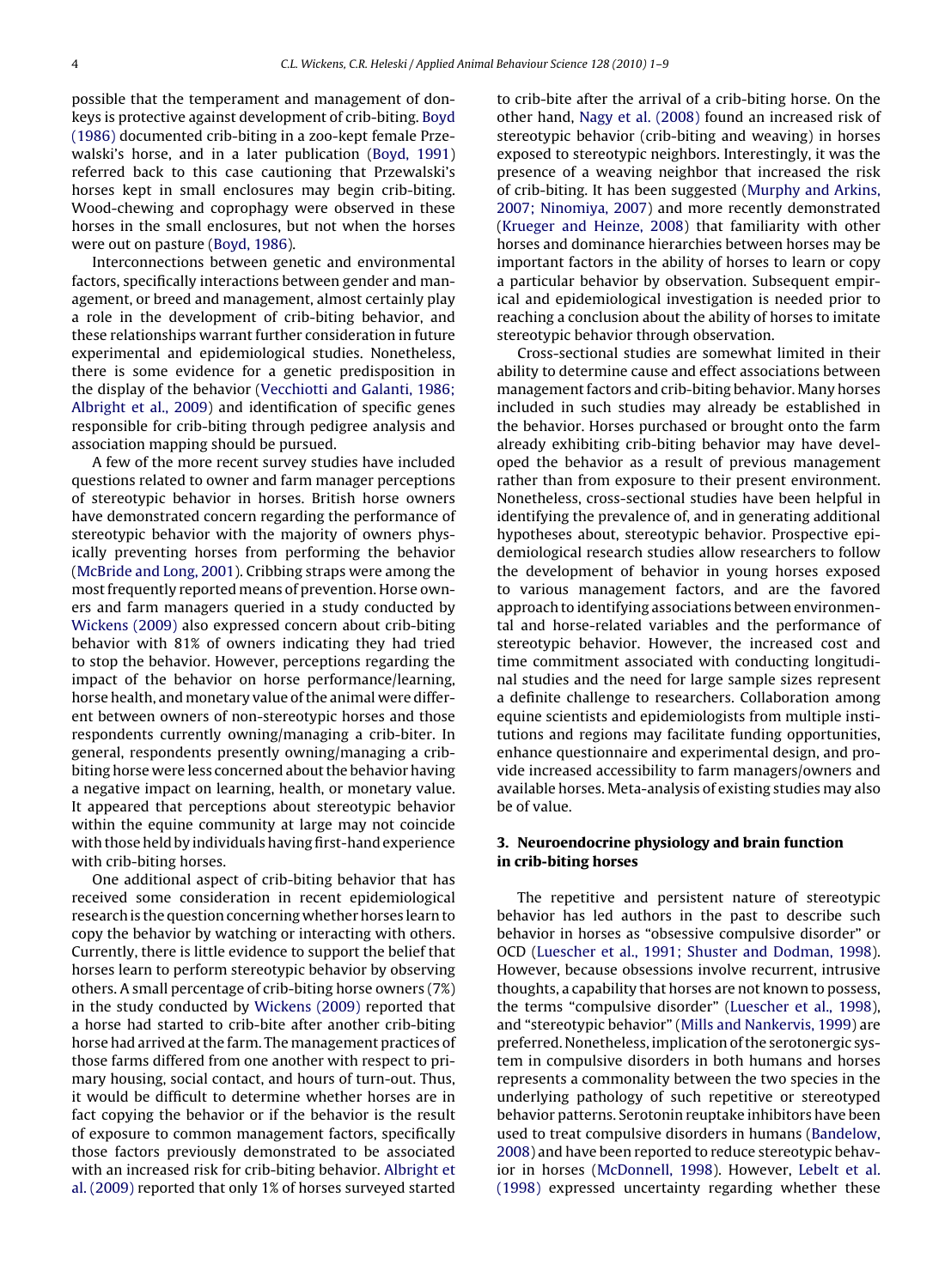possible that the temperament and management of donkeys is protective against development of crib-biting. Boyd (1986) documented crib-biting in a zoo-kept female Przewalski's horse, and in a later publication (Boyd, 1991) referred back to this case cautioning that Przewalski's horses kept in small enclosures may begin crib-biting. Wood-chewing and coprophagy were observed in these horses in the small enclosures, but not when the horses were out on pasture (Boyd, 1986).

Interconnections between genetic and environmental factors, specifically interactions between gender and management, or breed and management, almost certainly play a role in the development of crib-biting behavior, and these relationships warrant further consideration in future experimental and epidemiological studies. Nonetheless, there is some evidence for a genetic predisposition in the display of the behavior (Vecchiotti and Galanti, 1986; Albright et al., 2009) and identification of specific genes responsible for crib-biting through pedigree analysis and association mapping should be pursued.

A few of the more recent survey studies have included questions related to owner and farm manager perceptions of stereotypic behavior in horses. British horse owners have demonstrated concern regarding the performance of stereotypic behavior with the majority of owners physically preventing horses from performing the behavior (McBride and Long, 2001). Cribbing straps were among the most frequently reported means of prevention. Horse owners and farm managers queried in a study conducted by Wickens (2009) also expressed concern about crib-biting behavior with 81% of owners indicating they had tried to stop the behavior. However, perceptions regarding the impact of the behavior on horse performance/learning, horse health, and monetary value of the animal were different between owners of non-stereotypic horses and those respondents currently owning/managing a crib-biter. In general, respondents presently owning/managing a crib-biting horse were less concerned about the behavior having a negative impact on learning, health, or monetary value. It appeared that perceptions about stereotypic behavior within the equine community at large may not coincide with those held by individuals having first-hand experience with crib-biting horses.

One additional aspect of crib-biting behavior that has received some consideration in recent epidemiological research is the question concerning whether horses learn to copy the behavior by watching or interacting with others. Currently, there is little evidence to support the belief that horses learn to perform stereotypic behavior by observing others. A small percentage of crib-biting horse owners (7%) in the study conducted by Wickens (2009) reported that a horse had started to crib-bite after another crib-biting horse had arrived at the farm. The management practices of those farms differed from one another with respect to primary housing, social contact, and hours of turn-out. Thus, it would be difficult to determine whether horses are in fact copying the behavior or if the behavior is the result of exposure to common management factors, specifically those factors previously demonstrated to be associated with an increased risk for crib-biting behavior. Albright et al. (2009) reported that only 1% of horses surveyed started to crib-bite after the arrival of a crib-biting horse. On the other hand, Nagy et al. (2008) found an increased risk of stereotypic behavior (crib-biting and weaving) in horses exposed to stereotypic neighbors. Interestingly, it was the presence of a weaving neighbor that increased the risk of crib-biting. It has been suggested (Murphy and Arkins, 2007; Ninomiya, 2007) and more recently demonstrated (Krueger and Heinze, 2008) that familiarity with other horses and dominance hierarchies between horses may be important factors in the ability of horses to learn or copy a particular behavior by observation. Subsequent empirical and epidemiological investigation is needed prior to reaching a conclusion about the ability of horses to imitate stereotypic behavior through observation.

Cross-sectional studies are somewhat limited in their ability to determine cause and effect associations between management factors and crib-biting behavior. Many horses included in such studies may already be established in the behavior. Horses purchased or brought onto the farm already exhibiting crib-biting behavior may have developed the behavior as a result of previous management rather than from exposure to their present environment. Nonetheless, cross-sectional studies have been helpful in identifying the prevalence of, and in generating additional hypotheses about, stereotypic behavior. Prospective epidemiological research studies allow researchers to follow the development of behavior in young horses exposed to various management factors, and are the favored approach to identifying associations between environmental and horse-related variables and the performance of stereotypic behavior. However, the increased cost and time commitment associated with conducting longitudinal studies and the need for large sample sizes represent a definite challenge to researchers. Collaboration among equine scientists and epidemiologists from multiple institutions and regions may facilitate funding opportunities, enhance questionnaire and experimental design, and provide increased accessibility to farm managers/owners and available horses. Meta-analysis of existing studies may also be of value.

## 3. Neuroendocrine physiology and brain function in crib-biting horses

The repetitive and persistent nature of stereotypic behavior has led authors in the past to describe such behavior in horses as "obsessive compulsive disorder" or OCD (Luescher et al., 1991; Shuster and Dodman, 1998). However, because obsessions involve recurrent, intrusive thoughts, a capability that horses are not known to possess, the terms "compulsive disorder" (Luescher et al., 1998), and "stereotypic behavior" (Mills and Nankervis, 1999) are preferred. Nonetheless, implication of the serotonergic system in compulsive disorders in both humans and horses represents a commonality between the two species in the underlying pathology of such repetitive or stereotyped behavior patterns. Serotonin reuptake inhibitors have been used to treat compulsive disorders in humans (Bandelow, 2008) and have been reported to reduce stereotypic behavior in horses (McDonnell, 1998). However, Lebelt et al. (1998) expressed uncertainty regarding whether these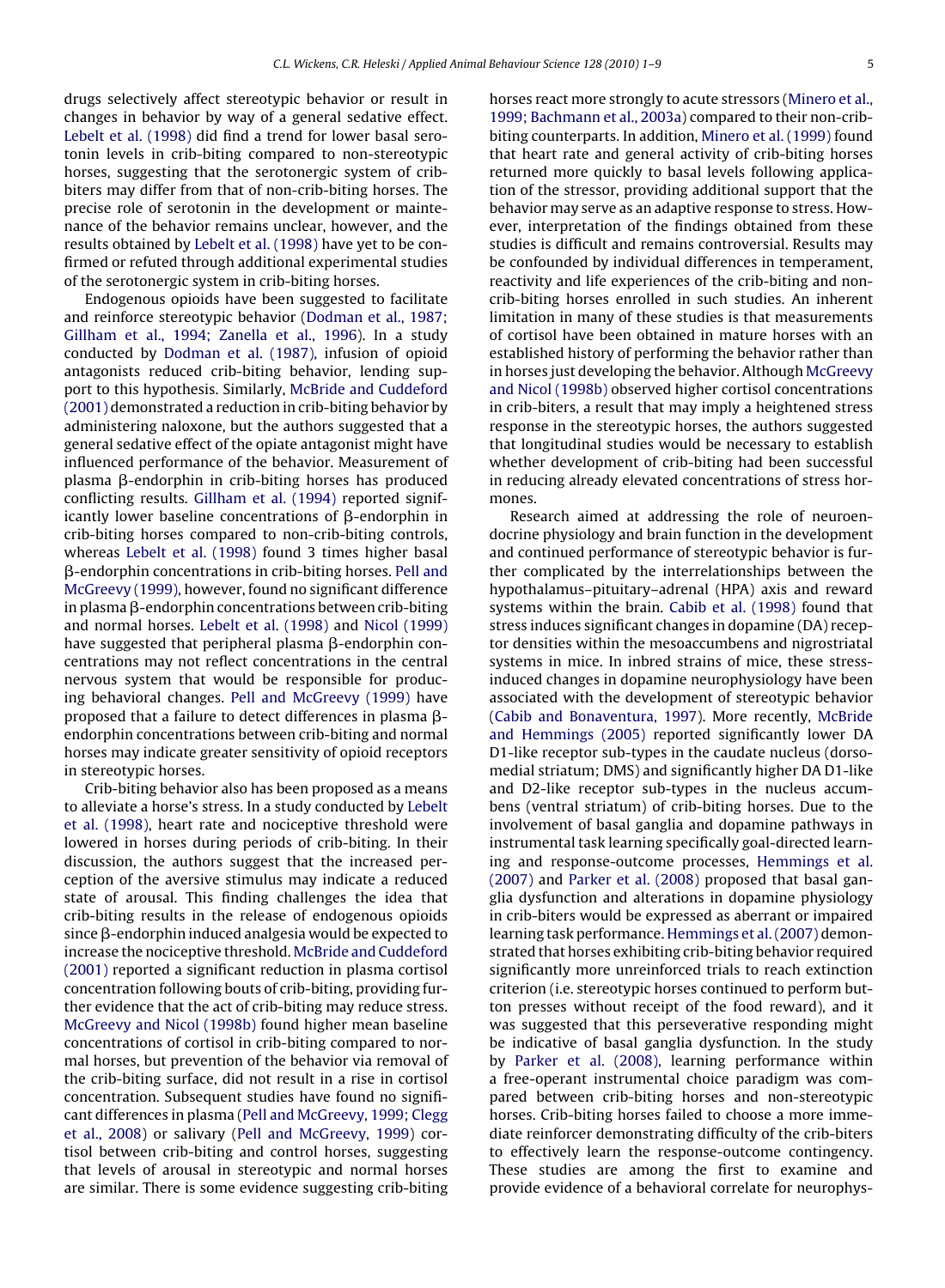drugs selectively affect stereotypic behavior or result in changes in behavior by way of a general sedative effect. Lebelt et al. (1998) did find a trend for lower basal serotonin levels in crib-biting compared to non-stereotypic horses, suggesting that the serotonergic system of crib-biters may differ from that of non-crib-biting horses. The precise role of serotonin in the development or maintenance of the behavior remains unclear, however, and the results obtained by Lebelt et al. (1998) have yet to be confirmed or refuted through additional experimental studies of the serotonergic system in crib-biting horses.

Endogenous opioids have been suggested to facilitate and reinforce stereotypic behavior (Dodman et al., 1987; Gillham et al., 1994; Zanella et al., 1996). In a study conducted by Dodman et al. (1987), infusion of opioid antagonists reduced crib-biting behavior, lending support to this hypothesis. Similarly, McBride and Cuddeford (2001) demonstrated a reduction in crib-biting behavior by administering naloxone, but the authors suggested that a general sedative effect of the opiate antagonist might have influenced performance of the behavior. Measurement of plasma β-endorphin in crib-biting horses has produced conflicting results. Gillham et al. (1994) reported significantly lower baseline concentrations of β-endorphin in crib-biting horses compared to non-crib-biting controls, whereas Lebelt et al. (1998) found 3 times higher basal β-endorphin concentrations in crib-biting horses. Pell and McGreevy (1999), however, found no significant difference in plasma β-endorphin concentrations between crib-biting and normal horses. Lebelt et al. (1998) and Nicol (1999) have suggested that peripheral plasma β-endorphin concentrations may not reflect concentrations in the central nervous system that would be responsible for producing behavioral changes. Pell and McGreevy (1999) have proposed that a failure to detect differences in plasma β-endorphin concentrations between crib-biting and normal horses may indicate greater sensitivity of opioid receptors in stereotypic horses.

Crib-biting behavior also has been proposed as a means to alleviate a horse's stress. In a study conducted by Lebelt et al. (1998), heart rate and nociceptive threshold were lowered in horses during periods of crib-biting. In their discussion, the authors suggest that the increased perception of the aversive stimulus may indicate a reduced state of arousal. This finding challenges the idea that crib-biting results in the release of endogenous opioids since β-endorphin induced analgesia would be expected to increase the nociceptive threshold. McBride and Cuddeford (2001) reported a significant reduction in plasma cortisol concentration following bouts of crib-biting, providing further evidence that the act of crib-biting may reduce stress. McGreevy and Nicol (1998b) found higher mean baseline concentrations of cortisol in crib-biting compared to normal horses, but prevention of the behavior via removal of the crib-biting surface, did not result in a rise in cortisol concentration. Subsequent studies have found no significant differences in plasma (Pell and McGreevy, 1999; Clegg et al., 2008) or salivary (Pell and McGreevy, 1999) cortisol between crib-biting and control horses, suggesting that levels of arousal in stereotypic and normal horses are similar. There is some evidence suggesting crib-biting horses react more strongly to acute stressors (Minero et al., 1999; Bachmann et al., 2003a) compared to their non-crib-biting counterparts. In addition, Minero et al. (1999) found that heart rate and general activity of crib-biting horses returned more quickly to basal levels following application of the stressor, providing additional support that the behavior may serve as an adaptive response to stress. However, interpretation of the findings obtained from these studies is difficult and remains controversial. Results may be confounded by individual differences in temperament, reactivity and life experiences of the crib-biting and non-crib-biting horses enrolled in such studies. An inherent limitation in many of these studies is that measurements of cortisol have been obtained in mature horses with an established history of performing the behavior rather than in horses just developing the behavior. Although McGreevy and Nicol (1998b) observed higher cortisol concentrations in crib-biters, a result that may imply a heightened stress response in the stereotypic horses, the authors suggested that longitudinal studies would be necessary to establish whether development of crib-biting had been successful in reducing already elevated concentrations of stress hormones.

Research aimed at addressing the role of neuroendocrine physiology and brain function in the development and continued performance of stereotypic behavior is further complicated by the interrelationships between the hypothalamus–pituitary–adrenal (HPA) axis and reward systems within the brain. Cabib et al. (1998) found that stress induces significant changes in dopamine (DA) receptor densities within the mesoaccumbens and nigrostriatal systems in mice. In inbred strains of mice, these stress-induced changes in dopamine neurophysiology have been associated with the development of stereotypic behavior (Cabib and Bonaventura, 1997). More recently, McBride and Hemmings (2005) reported significantly lower DA D1-like receptor sub-types in the caudate nucleus (dorsomedial striatum; DMS) and significantly higher DA D1-like and D2-like receptor sub-types in the nucleus accumbens (ventral striatum) of crib-biting horses. Due to the involvement of basal ganglia and dopamine pathways in instrumental task learning specifically goal-directed learning and response-outcome processes, Hemmings et al. (2007) and Parker et al. (2008) proposed that basal ganglia dysfunction and alterations in dopamine physiology in crib-biters would be expressed as aberrant or impaired learning task performance. Hemmings et al. (2007) demonstrated that horses exhibiting crib-biting behavior required significantly more unreinforced trials to reach extinction criterion (i.e. stereotypic horses continued to perform button presses without receipt of the food reward), and it was suggested that this perseverative responding might be indicative of basal ganglia dysfunction. In the study by Parker et al. (2008), learning performance within a free-operant instrumental choice paradigm was compared between crib-biting horses and non-stereotypic horses. Crib-biting horses failed to choose a more immediate reinforcer demonstrating difficulty of the crib-biters to effectively learn the response-outcome contingency. These studies are among the first to examine and provide evidence of a behavioral correlate for neurophys-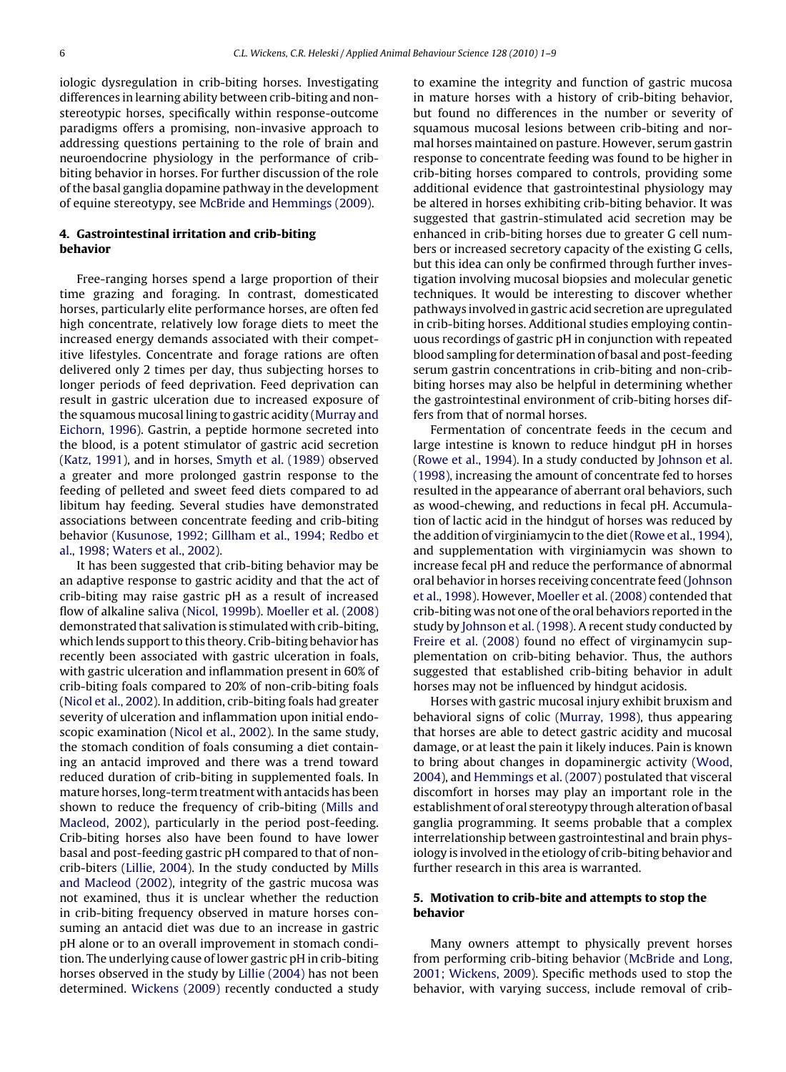iologic dysregulation in crib-biting horses. Investigating differences in learning ability between crib-biting and non-stereotypic horses, specifically within response-outcome paradigms offers a promising, non-invasive approach to addressing questions pertaining to the role of brain and neuroendocrine physiology in the performance of crib-biting behavior in horses. For further discussion of the role of the basal ganglia dopamine pathway in the development of equine stereotypy, see McBride and Hemmings (2009).

## 4. Gastrointestinal irritation and crib-biting behavior

Free-ranging horses spend a large proportion of their time grazing and foraging. In contrast, domesticated horses, particularly elite performance horses, are often fed high concentrate, relatively low forage diets to meet the increased energy demands associated with their competitive lifestyles. Concentrate and forage rations are often delivered only 2 times per day, thus subjecting horses to longer periods of feed deprivation. Feed deprivation can result in gastric ulceration due to increased exposure of the squamous mucosal lining to gastric acidity (Murray and Eichorn, 1996). Gastrin, a peptide hormone secreted into the blood, is a potent stimulator of gastric acid secretion (Katz, 1991), and in horses, Smyth et al. (1989) observed a greater and more prolonged gastrin response to the feeding of pelleted and sweet feed diets compared to ad libitum hay feeding. Several studies have demonstrated associations between concentrate feeding and crib-biting behavior (Kusunose, 1992; Gillham et al., 1994; Redbo et al., 1998; Waters et al., 2002).

It has been suggested that crib-biting behavior may be an adaptive response to gastric acidity and that the act of crib-biting may raise gastric pH as a result of increased flow of alkaline saliva (Nicol, 1999b). Moeller et al. (2008) demonstrated that salivation is stimulated with crib-biting, which lends support to this theory. Crib-biting behavior has recently been associated with gastric ulceration in foals, with gastric ulceration and inflammation present in 60% of crib-biting foals compared to 20% of non-crib-biting foals (Nicol et al., 2002). In addition, crib-biting foals had greater severity of ulceration and inflammation upon initial endoscopic examination (Nicol et al., 2002). In the same study, the stomach condition of foals consuming a diet containing an antacid improved and there was a trend toward reduced duration of crib-biting in supplemented foals. In mature horses, long-term treatment with antacids has been shown to reduce the frequency of crib-biting (Mills and Macleod, 2002), particularly in the period post-feeding. Crib-biting horses also have been found to have lower basal and post-feeding gastric pH compared to that of non-crib-biters (Lillie, 2004). In the study conducted by Mills and Macleod (2002), integrity of the gastric mucosa was not examined, thus it is unclear whether the reduction in crib-biting frequency observed in mature horses consuming an antacid diet was due to an increase in gastric pH alone or to an overall improvement in stomach condition. The underlying cause of lower gastric pH in crib-biting horses observed in the study by Lillie (2004) has not been determined. Wickens (2009) recently conducted a study to examine the integrity and function of gastric mucosa in mature horses with a history of crib-biting behavior, but found no differences in the number or severity of squamous mucosal lesions between crib-biting and normal horses maintained on pasture. However, serum gastrin response to concentrate feeding was found to be higher in crib-biting horses compared to controls, providing some additional evidence that gastrointestinal physiology may be altered in horses exhibiting crib-biting behavior. It was suggested that gastrin-stimulated acid secretion may be enhanced in crib-biting horses due to greater G cell numbers or increased secretory capacity of the existing G cells, but this idea can only be confirmed through further investigation involving mucosal biopsies and molecular genetic techniques. It would be interesting to discover whether pathways involved in gastric acid secretion are upregulated in crib-biting horses. Additional studies employing continuous recordings of gastric pH in conjunction with repeated blood sampling for determination of basal and post-feeding serum gastrin concentrations in crib-biting and non-crib-biting horses may also be helpful in determining whether the gastrointestinal environment of crib-biting horses differs from that of normal horses.

Fermentation of concentrate feeds in the cecum and large intestine is known to reduce hindgut pH in horses (Rowe et al., 1994). In a study conducted by Johnson et al. (1998), increasing the amount of concentrate fed to horses resulted in the appearance of aberrant oral behaviors, such as wood-chewing, and reductions in fecal pH. Accumulation of lactic acid in the hindgut of horses was reduced by the addition of virginiamycin to the diet (Rowe et al., 1994), and supplementation with virginiamycin was shown to increase fecal pH and reduce the performance of abnormal oral behavior in horses receiving concentrate feed (Johnson et al., 1998). However, Moeller et al. (2008) contended that crib-biting was not one of the oral behaviors reported in the study by Johnson et al. (1998). A recent study conducted by Freire et al. (2008) found no effect of virginamycin supplementation on crib-biting behavior. Thus, the authors suggested that established crib-biting behavior in adult horses may not be influenced by hindgut acidosis.

Horses with gastric mucosal injury exhibit bruxism and behavioral signs of colic (Murray, 1998), thus appearing that horses are able to detect gastric acidity and mucosal damage, or at least the pain it likely induces. Pain is known to bring about changes in dopaminergic activity (Wood, 2004), and Hemmings et al. (2007) postulated that visceral discomfort in horses may play an important role in the establishment of oral stereotypy through alteration of basal ganglia programming. It seems probable that a complex interrelationship between gastrointestinal and brain physiology is involved in the etiology of crib-biting behavior and further research in this area is warranted.

## 5. Motivation to crib-bite and attempts to stop the behavior

Many owners attempt to physically prevent horses from performing crib-biting behavior (McBride and Long, 2001; Wickens, 2009). Specific methods used to stop the behavior, with varying success, include removal of crib-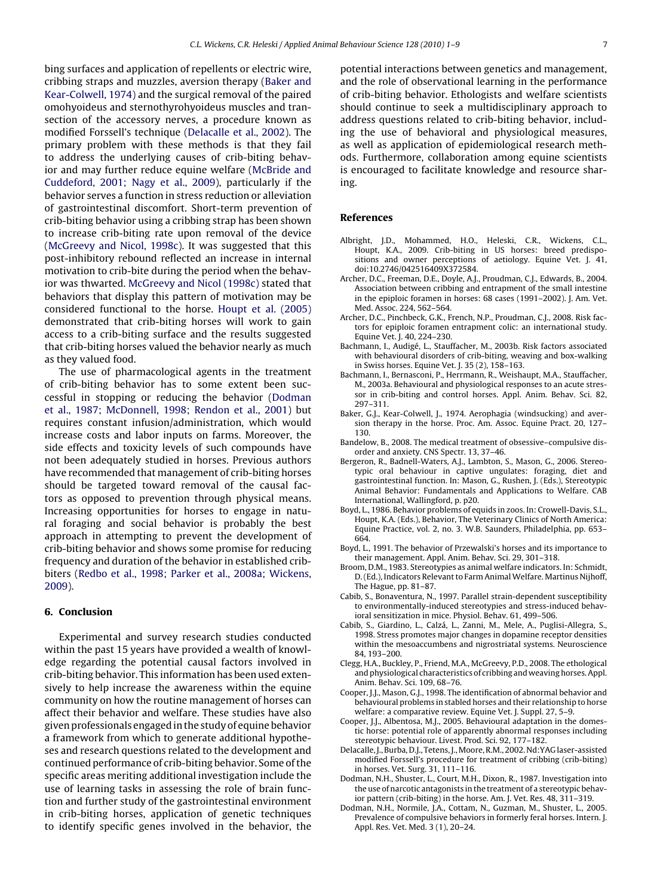bing surfaces and application of repellents or electric wire, cribbing straps and muzzles, aversion therapy (Baker and Kear-Colwell, 1974) and the surgical removal of the paired omohyoideus and sternothyrohyoideus muscles and transection of the accessory nerves, a procedure known as modified Forssell's technique (Delacalle et al., 2002). The primary problem with these methods is that they fail to address the underlying causes of crib-biting behavior and may further reduce equine welfare (McBride and Cuddeford, 2001; Nagy et al., 2009), particularly if the behavior serves a function in stress reduction or alleviation of gastrointestinal discomfort. Short-term prevention of crib-biting behavior using a cribbing strap has been shown to increase crib-biting rate upon removal of the device (McGreevy and Nicol, 1998c). It was suggested that this post-inhibitory rebound reflected an increase in internal motivation to crib-bite during the period when the behavior was thwarted. McGreevy and Nicol (1998c) stated that behaviors that display this pattern of motivation may be considered functional to the horse. Houpt et al. (2005) demonstrated that crib-biting horses will work to gain access to a crib-biting surface and the results suggested that crib-biting horses valued the behavior nearly as much as they valued food.

The use of pharmacological agents in the treatment of crib-biting behavior has to some extent been successful in stopping or reducing the behavior (Dodman et al., 1987; McDonnell, 1998; Rendon et al., 2001) but requires constant infusion/administration, which would increase costs and labor inputs on farms. Moreover, the side effects and toxicity levels of such compounds have not been adequately studied in horses. Previous authors have recommended that management of crib-biting horses should be targeted toward removal of the causal factors as opposed to prevention through physical means. Increasing opportunities for horses to engage in natural foraging and social behavior is probably the best approach in attempting to prevent the development of crib-biting behavior and shows some promise for reducing frequency and duration of the behavior in established crib-biters (Redbo et al., 1998; Parker et al., 2008a; Wickens, 2009).

## 6. Conclusion

Experimental and survey research studies conducted within the past 15 years have provided a wealth of knowledge regarding the potential causal factors involved in crib-biting behavior. This information has been used extensively to help increase the awareness within the equine community on how the routine management of horses can affect their behavior and welfare. These studies have also given professionals engaged in the study of equine behavior a framework from which to generate additional hypotheses and research questions related to the development and continued performance of crib-biting behavior. Some of the specific areas meriting additional investigation include the use of learning tasks in assessing the role of brain function and further study of the gastrointestinal environment in crib-biting horses, application of genetic techniques to identify specific genes involved in the behavior, the potential interactions between genetics and management, and the role of observational learning in the performance of crib-biting behavior. Ethologists and welfare scientists should continue to seek a multidisciplinary approach to address questions related to crib-biting behavior, including the use of behavioral and physiological measures, as well as application of epidemiological research methods. Furthermore, collaboration among equine scientists is encouraged to facilitate knowledge and resource sharing.

## References

Albright, J.D., Mohammed, H.O., Heleski, C.R., Wickens, C.L., Houpt, K.A., 2009. Crib-biting in US horses: breed predispositions and owner perceptions of aetiology. Equine Vet. J. 41, doi:10.2746/042516409X372584.

Archer, D.C., Freeman, D.E., Doyle, A.J., Proudman, C.J., Edwards, B., 2004. Association between cribbing and entrapment of the small intestine in the epiploic foramen in horses: 68 cases (1991–2002). J. Am. Vet. Med. Assoc. 224, 562–564.

Archer, D.C., Pinchbeck, G.K., French, N.P., Proudman, C.J., 2008. Risk factors for epiploic foramen entrapment colic: an international study. Equine Vet. J. 40, 224–230.

Bachmann, I., Audigé, L., Stauffacher, M., 2003b. Risk factors associated with behavioural disorders of crib-biting, weaving and box-walking in Swiss horses. Equine Vet. J. 35 (2), 158–163.

Bachmann, I., Bernasconi, P., Herrmann, R., Weishaupt, M.A., Stauffacher, M., 2003a. Behavioural and physiological responses to an acute stressor in crib-biting and control horses. Appl. Anim. Behav. Sci. 82, 297–311.

Baker, G.J., Kear-Colwell, J., 1974. Aerophagia (windsucking) and aversion therapy in the horse. Proc. Am. Assoc. Equine Pract. 20, 127–130.

Bandelow, B., 2008. The medical treatment of obsessive–compulsive disorder and anxiety. CNS Spectr. 13, 37–46.

Bergeron, R., Badnell-Waters, A.J., Lambton, S., Mason, G., 2006. Stereotypic oral behaviour in captive ungulates: foraging, diet and gastrointestinal function. In: Mason, G., Rushen, J. (Eds.), Stereotypic Animal Behavior: Fundamentals and Applications to Welfare. CAB International, Wallingford, p. p20.

Boyd, L., 1986. Behavior problems of equids in zoos. In: Crowell-Davis, S.L., Houpt, K.A. (Eds.), Behavior, The Veterinary Clinics of North America: Equine Practice, vol. 2, no. 3. W.B. Saunders, Philadelphia, pp. 653–664.

Boyd, L., 1991. The behavior of Przewalski's horses and its importance to their management. Appl. Anim. Behav. Sci. 29, 301–318.

Broom, D.M., 1983. Stereotypies as animal welfare indicators. In: Schmidt, D. (Ed.), Indicators Relevant to Farm Animal Welfare. Martinus Nijhoff, The Hague, pp. 81–87.

Cabib, S., Bonaventura, N., 1997. Parallel strain-dependent susceptibility to environmentally-induced stereotypies and stress-induced behavioral sensitization in mice. Physiol. Behav. 61, 499–506.

Cabib, S., Giardino, L., Calzá, L., Zanni, M., Mele, A., Puglisi-Allegra, S., 1998. Stress promotes major changes in dopamine receptor densities within the mesoaccumbens and nigrostriatal systems. Neuroscience 84, 193–200.

Clegg, H.A., Buckley, P., Friend, M.A., McGreevy, P.D., 2008. The ethological and physiological characteristics of cribbing and weaving horses. Appl. Anim. Behav. Sci. 109, 68–76.

Cooper, J.J., Mason, G.J., 1998. The identification of abnormal behavior and behavioural problems in stabled horses and their relationship to horse welfare: a comparative review. Equine Vet. J. Suppl. 27, 5–9.

Cooper, J.J., Albentosa, M.J., 2005. Behavioural adaptation in the domestic horse: potential role of apparently abnormal responses including stereotypic behaviour. Livest. Prod. Sci. 92, 177–182.

Delacalle, J., Burba, D.J., Tetens, J., Moore, R.M., 2002. Nd:YAG laser-assisted modified Forssell's procedure for treatment of cribbing (crib-biting) in horses. Vet. Surg. 31, 111–116.

Dodman, N.H., Shuster, L., Court, M.H., Dixon, R., 1987. Investigation into the use of narcotic antagonists in the treatment of a stereotypic behavior pattern (crib-biting) in the horse. Am. J. Vet. Res. 48, 311–319.

Dodman, N.H., Normile, J.A., Cottam, N., Guzman, M., Shuster, L., 2005. Prevalence of compulsive behaviors in formerly feral horses. Intern. J. Appl. Res. Vet. Med. 3 (1), 20–24.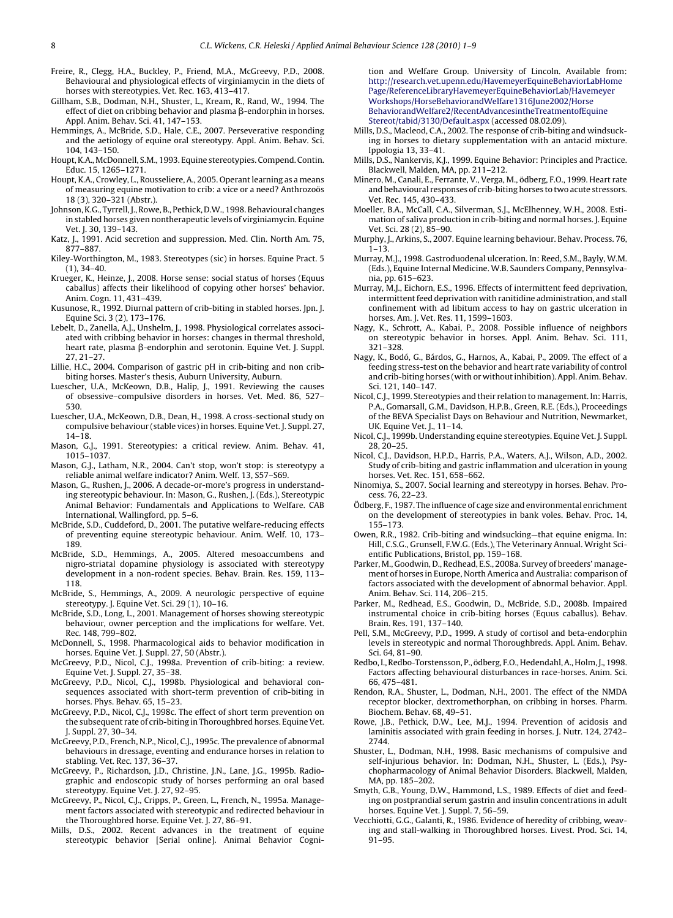Freire, R., Clegg, H.A., Buckley, P., Friend, M.A., McGreevy, P.D., 2008. Behavioural and physiological effects of virginiamycin in the diets of horses with stereotypies. Vet. Rec. 163, 413–417.

Gillham, S.B., Dodman, N.H., Shuster, L., Kream, R., Rand, W., 1994. The effect of diet on cribbing behavior and plasma β-endorphin in horses. Appl. Anim. Behav. Sci. 41, 147–153.

Hemmings, A., McBride, S.D., Hale, C.E., 2007. Perseverative responding and the aetiology of equine oral stereotypy. Appl. Anim. Behav. Sci. 104, 143–150.

Houpt, K.A., McDonnell, S.M., 1993. Equine stereotypies. Compend. Contin. Educ. 15, 1265–1271.

Houpt, K.A., Crowley, L., Rousseliere, A., 2005. Operant learning as a means of measuring equine motivation to crib: a vice or a need? Anthrozoös 18 (3), 320–321 (Abstr.).

Johnson, K.G., Tyrrell, J., Rowe, B., Pethick, D.W., 1998. Behavioural changes in stabled horses given nontherapeutic levels of virginiamycin. Equine Vet. J. 30, 139–143.

Katz, J., 1991. Acid secretion and suppression. Med. Clin. North Am. 75, 877–887.

Kiley-Worthington, M., 1983. Stereotypes (sic) in horses. Equine Pract. 5 (1), 34–40.

Krueger, K., Heinze, J., 2008. Horse sense: social status of horses (Equus caballus) affects their likelihood of copying other horses' behavior. Anim. Cogn. 11, 431–439.

Kusunose, R., 1992. Diurnal pattern of crib-biting in stabled horses. Jpn. J. Equine Sci. 3 (2), 173–176.

Lebelt, D., Zanella, A.J., Unshelm, J., 1998. Physiological correlates associated with cribbing behavior in horses: changes in thermal threshold, heart rate, plasma β-endorphin and serotonin. Equine Vet. J. Suppl. 27, 21–27.

Lillie, H.C., 2004. Comparison of gastric pH in crib-biting and non crib-biting horses. Master's thesis, Auburn University, Auburn.

Luescher, U.A., McKeown, D.B., Halip, J., 1991. Reviewing the causes of obsessive–compulsive disorders in horses. Vet. Med. 86, 527–530.

Luescher, U.A., McKeown, D.B., Dean, H., 1998. A cross-sectional study on compulsive behaviour (stable vices) in horses. Equine Vet. J. Suppl. 27, 14–18.

Mason, G.J., 1991. Stereotypies: a critical review. Anim. Behav. 41, 1015–1037.

Mason, G.J., Latham, N.R., 2004. Can't stop, won't stop: is stereotypy a reliable animal welfare indicator? Anim. Welf. 13, S57–S69.

Mason, G., Rushen, J., 2006. A decade-or-more's progress in understanding stereotypic behaviour. In: Mason, G., Rushen, J. (Eds.), Stereotypic Animal Behavior: Fundamentals and Applications to Welfare. CAB International, Wallingford, pp. 5–6.

McBride, S.D., Cuddeford, D., 2001. The putative welfare-reducing effects of preventing equine stereotypic behaviour. Anim. Welf. 10, 173–189.

McBride, S.D., Hemmings, A., 2005. Altered mesoaccumbens and nigro-striatal dopamine physiology is associated with stereotypy development in a non-rodent species. Behav. Brain. Res. 159, 113–118.

McBride, S., Hemmings, A., 2009. A neurologic perspective of equine stereotypy. J. Equine Vet. Sci. 29 (1), 10–16.

McBride, S.D., Long, L., 2001. Management of horses showing stereotypic behaviour, owner perception and the implications for welfare. Vet. Rec. 148, 799–802.

McDonnell, S., 1998. Pharmacological aids to behavior modification in horses. Equine Vet. J. Suppl. 27, 50 (Abstr.).

McGreevy, P.D., Nicol, C.J., 1998a. Prevention of crib-biting: a review. Equine Vet. J. Suppl. 27, 35–38.

McGreevy, P.D., Nicol, C.J., 1998b. Physiological and behavioral consequences associated with short-term prevention of crib-biting in horses. Phys. Behav. 65, 15–23.

McGreevy, P.D., Nicol, C.J., 1998c. The effect of short term prevention on the subsequent rate of crib-biting in Thoroughbred horses. Equine Vet. J. Suppl. 27, 30–34.

McGreevy, P.D., French, N.P., Nicol, C.J., 1995c. The prevalence of abnormal behaviours in dressage, eventing and endurance horses in relation to stabling. Vet. Rec. 137, 36–37.

McGreevy, P., Richardson, J.D., Christine, J.N., Lane, J.G., 1995b. Radiographic and endoscopic study of horses performing an oral based stereotypy. Equine Vet. J. 27, 92–95.

McGreevy, P., Nicol, C.J., Cripps, P., Green, L., French, N., 1995a. Management factors associated with stereotypic and redirected behaviour in the Thoroughbred horse. Equine Vet. J. 27, 86–91.

Mills, D.S., 2002. Recent advances in the treatment of equine stereotypic behavior [Serial online]. Animal Behavior Cognition and Welfare Group. University of Lincoln. Available from: http://research.vet.upenn.edu/HavemeyerEquineBehaviorLabHomePage/ReferenceLibraryHavemeyerEquineBehaviorLab/HavemeyerWorkshops/HorseBehaviorandWelfare1316June2002/HorseBehaviorandWelfare2/RecentAdvancesintheTreatmentofEquineStereot/tabid/3130/Default.aspx (accessed 08.02.09).

Mills, D.S., Macleod, C.A., 2002. The response of crib-biting and windsucking in horses to dietary supplementation with an antacid mixture. Ippologia 13, 33–41.

Mills, D.S., Nankervis, K.J., 1999. Equine Behavior: Principles and Practice. Blackwell, Malden, MA, pp. 211–212.

Minero, M., Canali, E., Ferrante, V., Verga, M., ödberg, F.O., 1999. Heart rate and behavioural responses of crib-biting horses to two acute stressors. Vet. Rec. 145, 430–433.

Moeller, B.A., McCall, C.A., Silverman, S.J., McElhenney, W.H., 2008. Estimation of saliva production in crib-biting and normal horses. J. Equine Vet. Sci. 28 (2), 85–90.

Murphy, J., Arkins, S., 2007. Equine learning behaviour. Behav. Process. 76, 1–13.

Murray, M.J., 1998. Gastroduodenal ulceration. In: Reed, S.M., Bayly, W.M. (Eds.), Equine Internal Medicine. W.B. Saunders Company, Pennsylvania, pp. 615–623.

Murray, M.J., Eichorn, E.S., 1996. Effects of intermittent feed deprivation, intermittent feed deprivation with ranitidine administration, and stall confinement with ad libitum access to hay on gastric ulceration in horses. Am. J. Vet. Res. 11, 1599–1603.

Nagy, K., Schrott, A., Kabai, P., 2008. Possible influence of neighbors on stereotypic behavior in horses. Appl. Anim. Behav. Sci. 111, 321–328.

Nagy, K., Bodó, G., Bárdos, G., Harnos, A., Kabai, P., 2009. The effect of a feeding stress-test on the behavior and heart rate variability of control and crib-biting horses (with or without inhibition). Appl. Anim. Behav. Sci. 121, 140–147.

Nicol, C.J., 1999. Stereotypies and their relation to management. In: Harris, P.A., Gomarsall, G.M., Davidson, H.P.B., Green, R.E. (Eds.), Proceedings of the BEVA Specialist Days on Behaviour and Nutrition, Newmarket, UK. Equine Vet. J., 11–14.

Nicol, C.J., 1999b. Understanding equine stereotypies. Equine Vet. J. Suppl. 28, 20–25.

Nicol, C.J., Davidson, H.P.D., Harris, P.A., Waters, A.J., Wilson, A.D., 2002. Study of crib-biting and gastric inflammation and ulceration in young horses. Vet. Rec. 151, 658–662.

Ninomiya, S., 2007. Social learning and stereotypy in horses. Behav. Process. 76, 22–23.

Ödberg, F., 1987. The influence of cage size and environmental enrichment on the development of stereotypies in bank voles. Behav. Proc. 14, 155–173.

Owen, R.R., 1982. Crib-biting and windsucking—that equine enigma. In: Hill, C.S.G., Grunsell, F.W.G. (Eds.), The Veterinary Annual. Wright Scientific Publications, Bristol, pp. 159–168.

Parker, M., Goodwin, D., Redhead, E.S., 2008a. Survey of breeders' management of horses in Europe, North America and Australia: comparison of factors associated with the development of abnormal behavior. Appl. Anim. Behav. Sci. 114, 206–215.

Parker, M., Redhead, E.S., Goodwin, D., McBride, S.D., 2008b. Impaired instrumental choice in crib-biting horses (Equus caballus). Behav. Brain. Res. 191, 137–140.

Pell, S.M., McGreevy, P.D., 1999. A study of cortisol and beta-endorphin levels in stereotypic and normal Thoroughbreds. Appl. Anim. Behav. Sci. 64, 81–90.

Redbo, I., Redbo-Torstensson, P., ödberg, F.O., Hedendahl, A., Holm, J., 1998. Factors affecting behavioural disturbances in race-horses. Anim. Sci. 66, 475–481.

Rendon, R.A., Shuster, L., Dodman, N.H., 2001. The effect of the NMDA receptor blocker, dextromethorphan, on cribbing in horses. Pharm. Biochem. Behav. 68, 49–51.

Rowe, J.B., Pethick, D.W., Lee, M.J., 1994. Prevention of acidosis and laminitis associated with grain feeding in horses. J. Nutr. 124, 2742–2744.

Shuster, L., Dodman, N.H., 1998. Basic mechanisms of compulsive and self-injurious behavior. In: Dodman, N.H., Shuster, L. (Eds.), Psychopharmacology of Animal Behavior Disorders. Blackwell, Malden, MA, pp. 185–202.

Smyth, G.B., Young, D.W., Hammond, L.S., 1989. Effects of diet and feeding on postprandial serum gastrin and insulin concentrations in adult horses. Equine Vet. J. Suppl. 7, 56–59.

Vecchiotti, G.G., Galanti, R., 1986. Evidence of heredity of cribbing, weaving and stall-walking in Thoroughbred horses. Livest. Prod. Sci. 14, 91–95.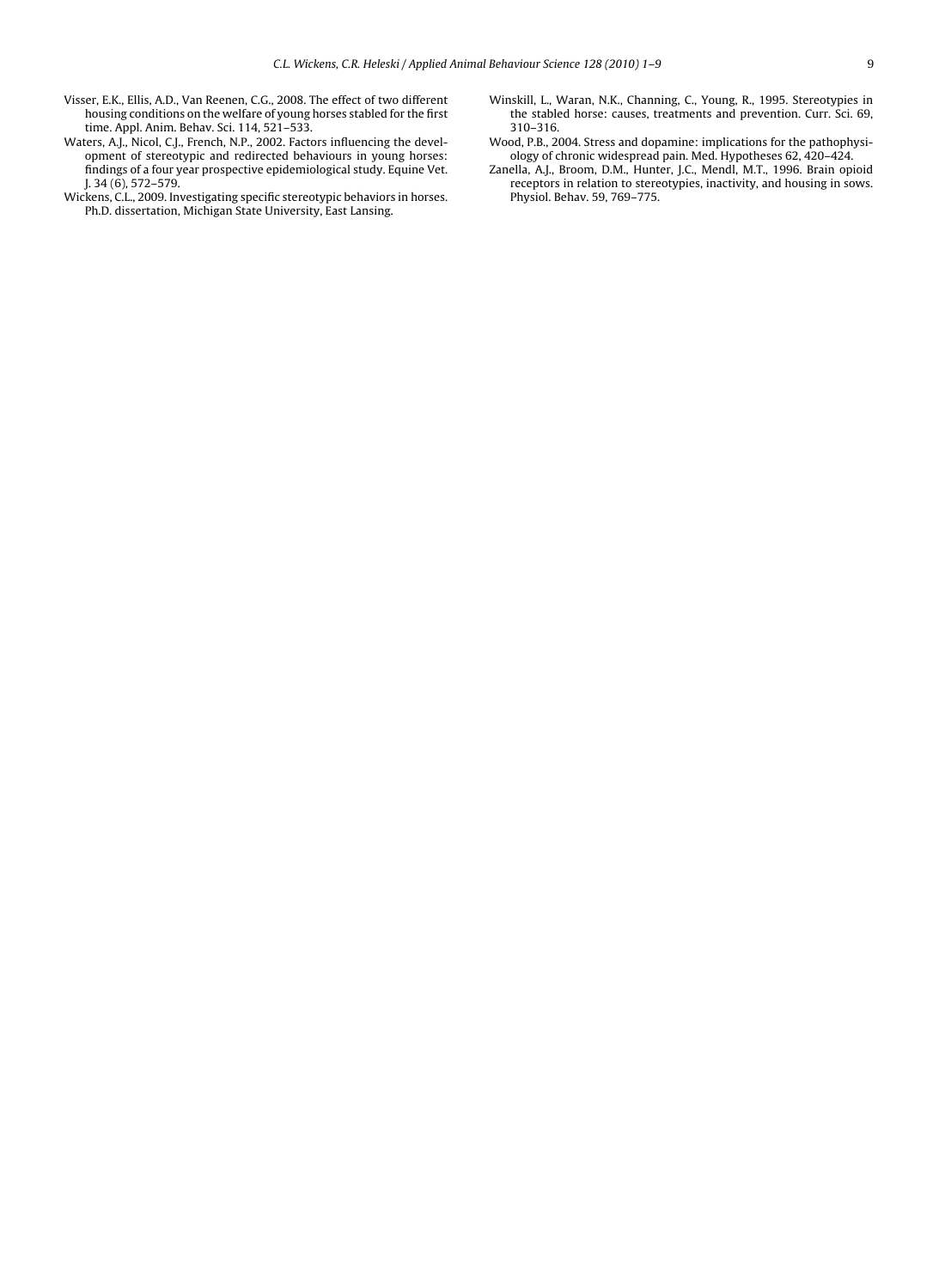Visser, E.K., Ellis, A.D., Van Reenen, C.G., 2008. The effect of two different housing conditions on the welfare of young horses stabled for the first time. Appl. Anim. Behav. Sci. 114, 521–533.

Waters, A.J., Nicol, C.J., French, N.P., 2002. Factors influencing the development of stereotypic and redirected behaviours in young horses: findings of a four year prospective epidemiological study. Equine Vet. J. 34 (6), 572–579.

Wickens, C.L., 2009. Investigating specific stereotypic behaviors in horses. Ph.D. dissertation, Michigan State University, East Lansing.

Winskill, L., Waran, N.K., Channing, C., Young, R., 1995. Stereotypies in the stabled horse: causes, treatments and prevention. Curr. Sci. 69, 310–316.

Wood, P.B., 2004. Stress and dopamine: implications for the pathophysiology of chronic widespread pain. Med. Hypotheses 62, 420–424.

Zanella, A.J., Broom, D.M., Hunter, J.C., Mendl, M.T., 1996. Brain opioid receptors in relation to stereotypies, inactivity, and housing in sows. Physiol. Behav. 59, 769–775.